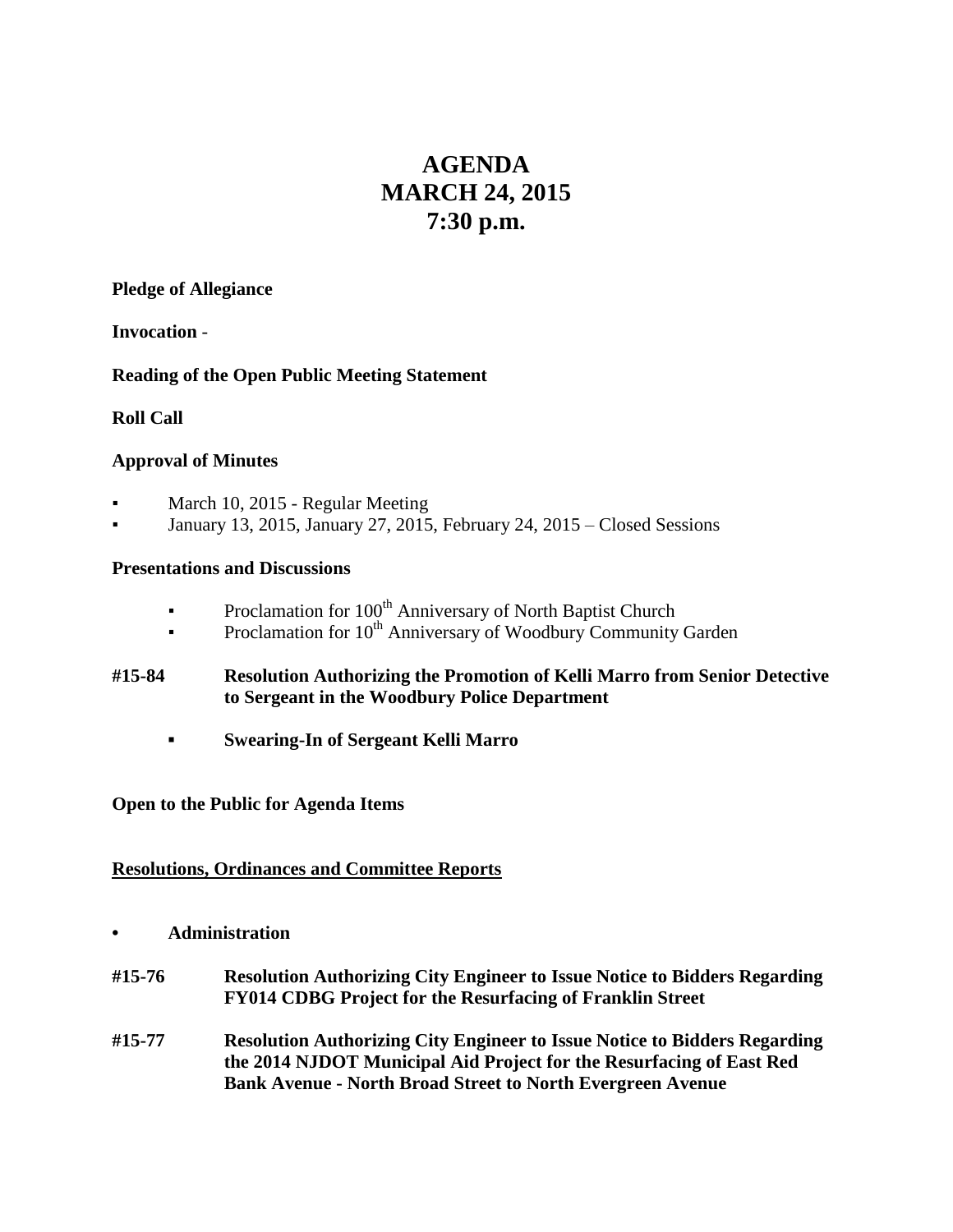# AGENDA
# MARCH 24, 2015
# 7:30 p.m.

**Pledge of Allegiance**

**Invocation** -

**Reading of the Open Public Meeting Statement**

**Roll Call**

**Approval of Minutes**

- March 10, 2015 - Regular Meeting
- January 13, 2015, January 27, 2015, February 24, 2015 – Closed Sessions

**Presentations and Discussions**

- Proclamation for 100th Anniversary of North Baptist Church
- Proclamation for 10th Anniversary of Woodbury Community Garden

**#15-84 Resolution Authorizing the Promotion of Kelli Marro from Senior Detective to Sergeant in the Woodbury Police Department**

- **Swearing-In of Sergeant Kelli Marro**

**Open to the Public for Agenda Items**

**Resolutions, Ordinances and Committee Reports**

- **Administration**

**#15-76 Resolution Authorizing City Engineer to Issue Notice to Bidders Regarding FY014 CDBG Project for the Resurfacing of Franklin Street**

**#15-77 Resolution Authorizing City Engineer to Issue Notice to Bidders Regarding the 2014 NJDOT Municipal Aid Project for the Resurfacing of East Red Bank Avenue - North Broad Street to North Evergreen Avenue**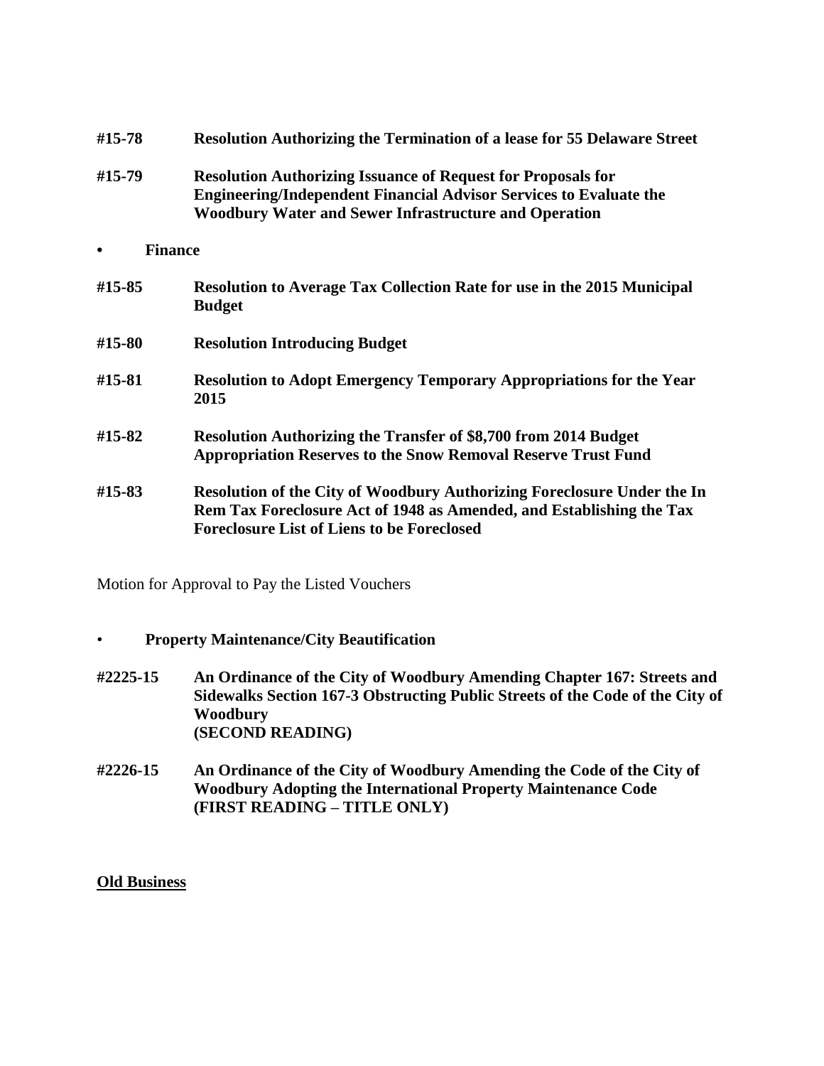**#15-78 Resolution Authorizing the Termination of a lease for 55 Delaware Street**

**#15-79 Resolution Authorizing Issuance of Request for Proposals for Engineering/Independent Financial Advisor Services to Evaluate the Woodbury Water and Sewer Infrastructure and Operation**

- **Finance**

**#15-85 Resolution to Average Tax Collection Rate for use in the 2015 Municipal Budget**

**#15-80 Resolution Introducing Budget**

**#15-81 Resolution to Adopt Emergency Temporary Appropriations for the Year 2015**

**#15-82 Resolution Authorizing the Transfer of $8,700 from 2014 Budget Appropriation Reserves to the Snow Removal Reserve Trust Fund**

**#15-83 Resolution of the City of Woodbury Authorizing Foreclosure Under the In Rem Tax Foreclosure Act of 1948 as Amended, and Establishing the Tax Foreclosure List of Liens to be Foreclosed**

Motion for Approval to Pay the Listed Vouchers

- **Property Maintenance/City Beautification**

**#2225-15 An Ordinance of the City of Woodbury Amending Chapter 167: Streets and Sidewalks Section 167-3 Obstructing Public Streets of the Code of the City of Woodbury (SECOND READING)**

**#2226-15 An Ordinance of the City of Woodbury Amending the Code of the City of Woodbury Adopting the International Property Maintenance Code (FIRST READING – TITLE ONLY)**

**Old Business**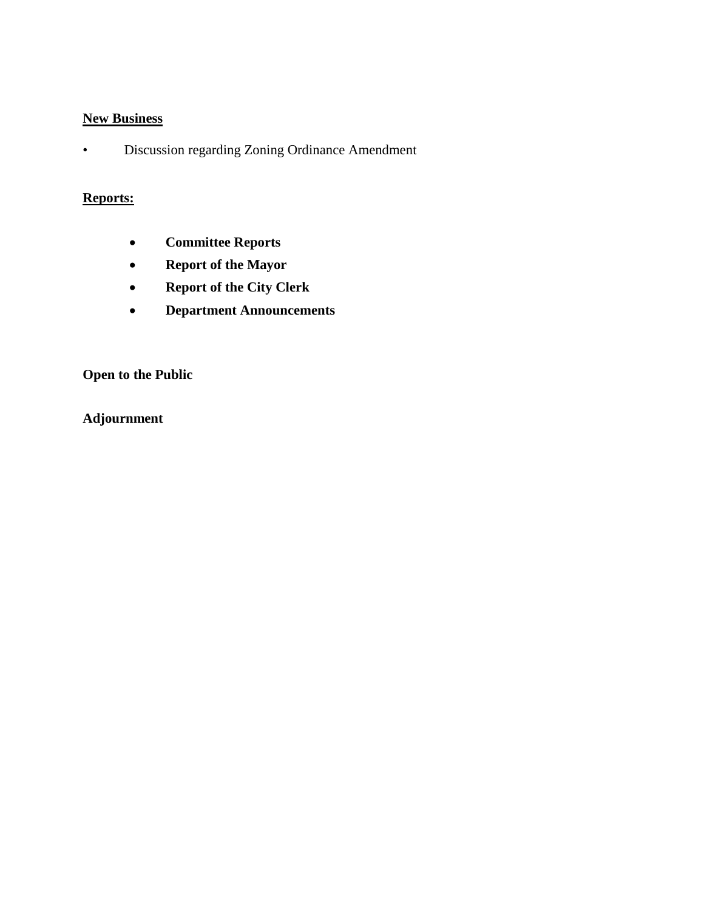**New Business**

- Discussion regarding Zoning Ordinance Amendment

**Reports:**

- **Committee Reports**
- **Report of the Mayor**
- **Report of the City Clerk**
- **Department Announcements**

**Open to the Public**

**Adjournment**